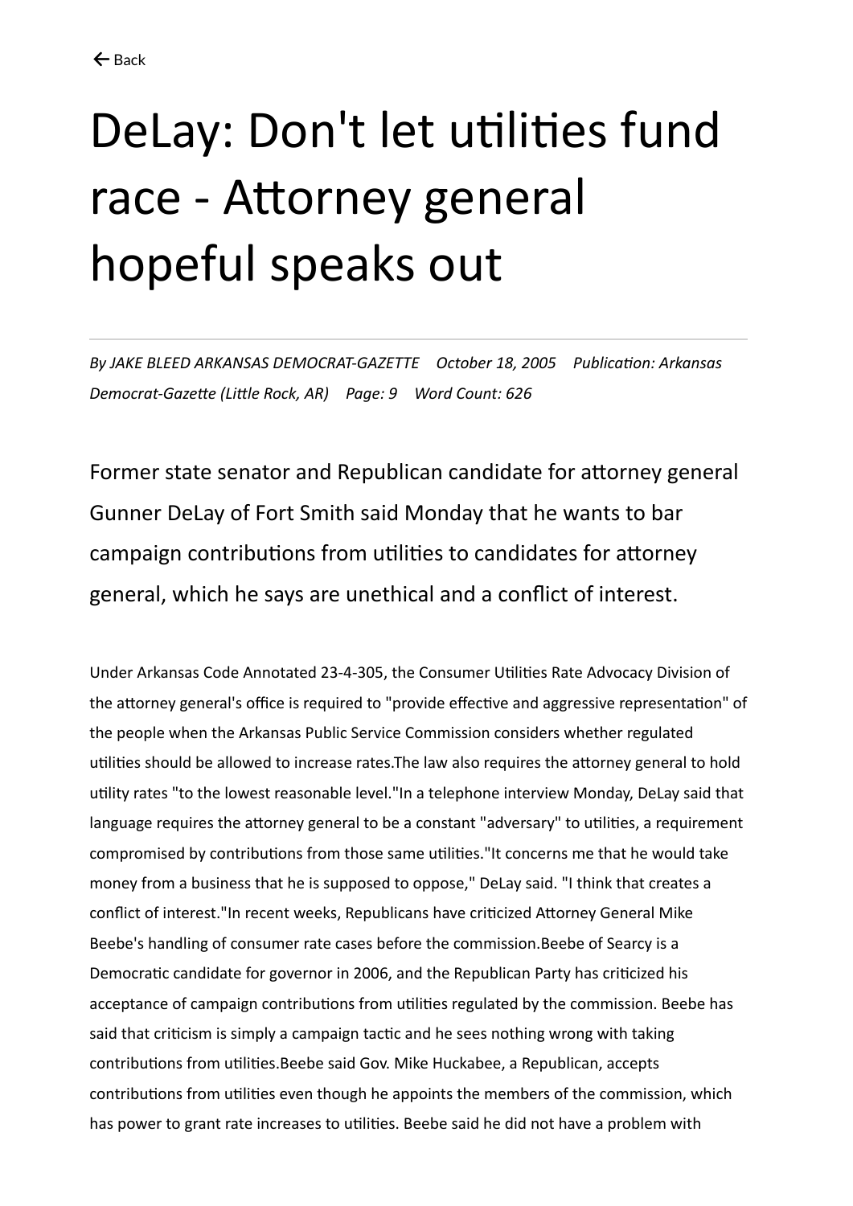# DeLay: Don't let utilities fund race - Attorney general hopeful speaks out

*By JAKE BLEED ARKANSAS DEMOCRAT-GAZETTE October 18, 2005 Publication: Arkansas Democrat-Gazette (Little Rock, AR) Page: 9 Word Count: 626*

Former state senator and Republican candidate for attorney general Gunner DeLay of Fort Smith said Monday that he wants to bar campaign contributions from utilities to candidates for attorney general, which he says are unethical and a conflict of interest.

Under Arkansas Code Annotated 23-4-305, the Consumer Utilities Rate Advocacy Division of the attorney general's office is required to "provide effective and aggressive representation" of the people when the Arkansas Public Service Commission considers whether regulated utilities should be allowed to increase rates.The law also requires the attorney general to hold utility rates "to the lowest reasonable level."In a telephone interview Monday, DeLay said that language requires the attorney general to be a constant "adversary" to utilities, a requirement compromised by contributions from those same utilities."It concerns me that he would take money from a business that he is supposed to oppose," DeLay said. "I think that creates a conflict of interest."In recent weeks, Republicans have criticized Attorney General Mike Beebe's handling of consumer rate cases before the commission.Beebe of Searcy is a Democratic candidate for governor in 2006, and the Republican Party has criticized his acceptance of campaign contributions from utilities regulated by the commission. Beebe has said that criticism is simply a campaign tactic and he sees nothing wrong with taking contributions from utilities.Beebe said Gov. Mike Huckabee, a Republican, accepts contributions from utilities even though he appoints the members of the commission, which has power to grant rate increases to utilities. Beebe said he did not have a problem with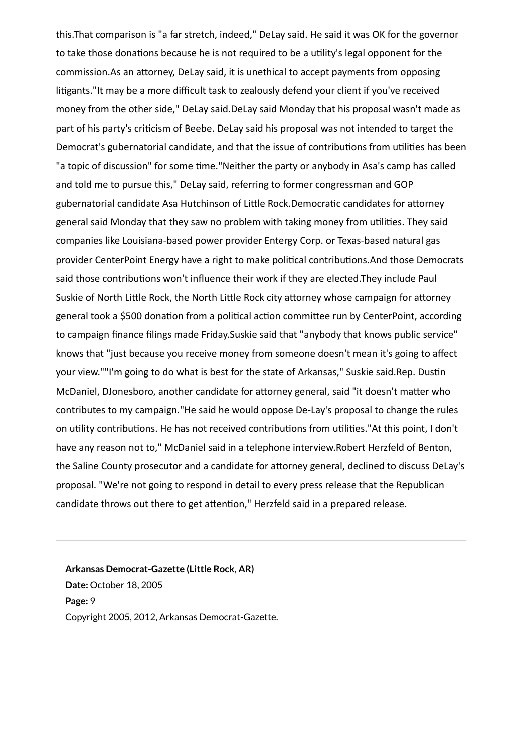this.That comparison is "a far stretch, indeed," DeLay said. He said it was OK for the governor to take those donations because he is not required to be a utility's legal opponent for the commission.As an attorney, DeLay said, it is unethical to accept payments from opposing litigants."It may be a more difficult task to zealously defend your client if you've received money from the other side," DeLay said.DeLay said Monday that his proposal wasn't made as part of his party's criticism of Beebe. DeLay said his proposal was not intended to target the Democrat's gubernatorial candidate, and that the issue of contributions from utilities has been "a topic of discussion" for some time."Neither the party or anybody in Asa's camp has called and told me to pursue this," DeLay said, referring to former congressman and GOP gubernatorial candidate Asa Hutchinson of Little Rock.Democratic candidates for attorney general said Monday that they saw no problem with taking money from utilities. They said companies like Louisiana-based power provider Entergy Corp. or Texas-based natural gas provider CenterPoint Energy have a right to make political contributions.And those Democrats said those contributions won't influence their work if they are elected.They include Paul Suskie of North Little Rock, the North Little Rock city attorney whose campaign for attorney general took a $500 donation from a political action committee run by CenterPoint, according to campaign finance filings made Friday.Suskie said that "anybody that knows public service" knows that "just because you receive money from someone doesn't mean it's going to affect your view.""I'm going to do what is best for the state of Arkansas," Suskie said.Rep. Dustin McDaniel, DJonesboro, another candidate for attorney general, said "it doesn't matter who contributes to my campaign."He said he would oppose De-Lay's proposal to change the rules on utility contributions. He has not received contributions from utilities."At this point, I don't have any reason not to," McDaniel said in a telephone interview.Robert Herzfeld of Benton, the Saline County prosecutor and a candidate for attorney general, declined to discuss DeLay's proposal. "We're not going to respond in detail to every press release that the Republican candidate throws out there to get attention," Herzfeld said in a prepared release.

---

**Arkansas Democrat-Gazette (Little Rock, AR)**
**Date:** October 18, 2005
**Page:** 9
Copyright 2005, 2012, Arkansas Democrat-Gazette.